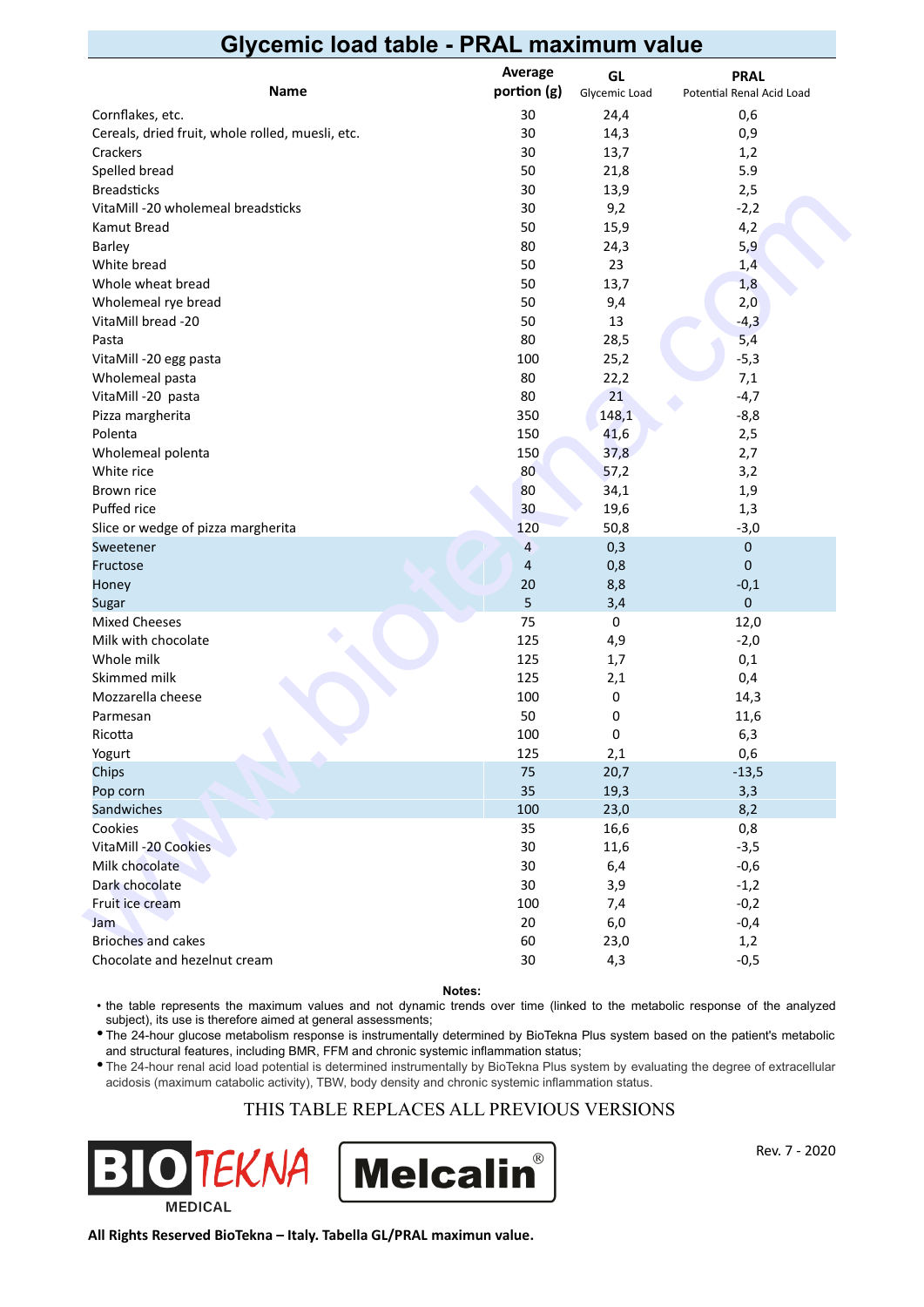# Glycemic load table - PRAL maximum value

| Name | Average portion (g) | GL Glycemic Load | PRAL Potential Renal Acid Load |
|---|---|---|---|
| Cornflakes, etc. | 30 | 24,4 | 0,6 |
| Cereals, dried fruit, whole rolled, muesli, etc. | 30 | 14,3 | 0,9 |
| Crackers | 30 | 13,7 | 1,2 |
| Spelled bread | 50 | 21,8 | 5.9 |
| Breadsticks | 30 | 13,9 | 2,5 |
| VitaMill -20 wholemeal breadsticks | 30 | 9,2 | -2,2 |
| Kamut Bread | 50 | 15,9 | 4,2 |
| Barley | 80 | 24,3 | 5,9 |
| White bread | 50 | 23 | 1,4 |
| Whole wheat bread | 50 | 13,7 | 1,8 |
| Wholemeal rye bread | 50 | 9,4 | 2,0 |
| VitaMill bread -20 | 50 | 13 | -4,3 |
| Pasta | 80 | 28,5 | 5,4 |
| VitaMill -20 egg pasta | 100 | 25,2 | -5,3 |
| Wholemeal pasta | 80 | 22,2 | 7,1 |
| VitaMill -20 pasta | 80 | 21 | -4,7 |
| Pizza margherita | 350 | 148,1 | -8,8 |
| Polenta | 150 | 41,6 | 2,5 |
| Wholemeal polenta | 150 | 37,8 | 2,7 |
| White rice | 80 | 57,2 | 3,2 |
| Brown rice | 80 | 34,1 | 1,9 |
| Puffed rice | 30 | 19,6 | 1,3 |
| Slice or wedge of pizza margherita | 120 | 50,8 | -3,0 |
| Sweetener | 4 | 0,3 | 0 |
| Fructose | 4 | 0,8 | 0 |
| Honey | 20 | 8,8 | -0,1 |
| Sugar | 5 | 3,4 | 0 |
| Mixed Cheeses | 75 | 0 | 12,0 |
| Milk with chocolate | 125 | 4,9 | -2,0 |
| Whole milk | 125 | 1,7 | 0,1 |
| Skimmed milk | 125 | 2,1 | 0,4 |
| Mozzarella cheese | 100 | 0 | 14,3 |
| Parmesan | 50 | 0 | 11,6 |
| Ricotta | 100 | 0 | 6,3 |
| Yogurt | 125 | 2,1 | 0,6 |
| Chips | 75 | 20,7 | -13,5 |
| Pop corn | 35 | 19,3 | 3,3 |
| Sandwiches | 100 | 23,0 | 8,2 |
| Cookies | 35 | 16,6 | 0,8 |
| VitaMill -20 Cookies | 30 | 11,6 | -3,5 |
| Milk chocolate | 30 | 6,4 | -0,6 |
| Dark chocolate | 30 | 3,9 | -1,2 |
| Fruit ice cream | 100 | 7,4 | -0,2 |
| Jam | 20 | 6,0 | -0,4 |
| Brioches and cakes | 60 | 23,0 | 1,2 |
| Chocolate and hazelnut cream | 30 | 4,3 | -0,5 |

**Notes:**

- the table represents the maximum values and not dynamic trends over time (linked to the metabolic response of the analyzed subject), its use is therefore aimed at general assessments;
- The 24-hour glucose metabolism response is instrumentally determined by BioTekna Plus system based on the patient's metabolic and structural features, including BMR, FFM and chronic systemic inflammation status;
- The 24-hour renal acid load potential is determined instrumentally by BioTekna Plus system by evaluating the degree of extracellular acidosis (maximum catabolic activity), TBW, body density and chronic systemic inflammation status.

THIS TABLE REPLACES ALL PREVIOUS VERSIONS

BIOTEKNA MEDICAL — Melcalin®

Rev. 7 - 2020

**All Rights Reserved BioTekna – Italy. Tabella GL/PRAL maximun value.**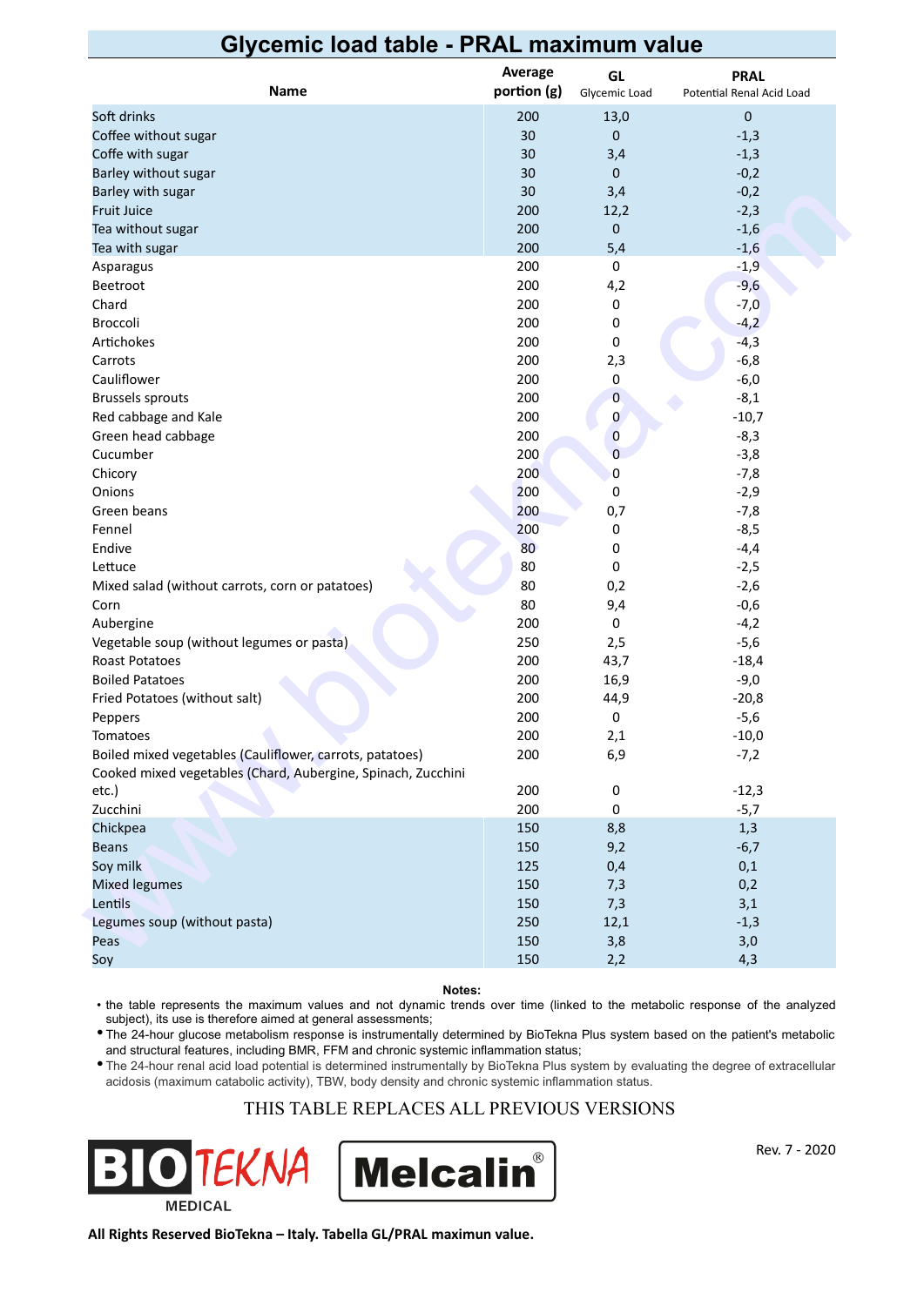# Glycemic load table - PRAL maximum value

| Name | Average portion (g) | GL Glycemic Load | PRAL Potential Renal Acid Load |
|---|---|---|---|
| Soft drinks | 200 | 13,0 | 0 |
| Coffee without sugar | 30 | 0 | -1,3 |
| Coffe with sugar | 30 | 3,4 | -1,3 |
| Barley without sugar | 30 | 0 | -0,2 |
| Barley with sugar | 30 | 3,4 | -0,2 |
| Fruit Juice | 200 | 12,2 | -2,3 |
| Tea without sugar | 200 | 0 | -1,6 |
| Tea with sugar | 200 | 5,4 | -1,6 |
| Asparagus | 200 | 0 | -1,9 |
| Beetroot | 200 | 4,2 | -9,6 |
| Chard | 200 | 0 | -7,0 |
| Broccoli | 200 | 0 | -4,2 |
| Artichokes | 200 | 0 | -4,3 |
| Carrots | 200 | 2,3 | -6,8 |
| Cauliflower | 200 | 0 | -6,0 |
| Brussels sprouts | 200 | 0 | -8,1 |
| Red cabbage and Kale | 200 | 0 | -10,7 |
| Green head cabbage | 200 | 0 | -8,3 |
| Cucumber | 200 | 0 | -3,8 |
| Chicory | 200 | 0 | -7,8 |
| Onions | 200 | 0 | -2,9 |
| Green beans | 200 | 0,7 | -7,8 |
| Fennel | 200 | 0 | -8,5 |
| Endive | 80 | 0 | -4,4 |
| Lettuce | 80 | 0 | -2,5 |
| Mixed salad (without carrots, corn or patatoes) | 80 | 0,2 | -2,6 |
| Corn | 80 | 9,4 | -0,6 |
| Aubergine | 200 | 0 | -4,2 |
| Vegetable soup (without legumes or pasta) | 250 | 2,5 | -5,6 |
| Roast Potatoes | 200 | 43,7 | -18,4 |
| Boiled Patatoes | 200 | 16,9 | -9,0 |
| Fried Potatoes (without salt) | 200 | 44,9 | -20,8 |
| Peppers | 200 | 0 | -5,6 |
| Tomatoes | 200 | 2,1 | -10,0 |
| Boiled mixed vegetables (Cauliflower, carrots, patatoes) | 200 | 6,9 | -7,2 |
| Cooked mixed vegetables (Chard, Aubergine, Spinach, Zucchini etc.) | 200 | 0 | -12,3 |
| Zucchini | 200 | 0 | -5,7 |
| Chickpea | 150 | 8,8 | 1,3 |
| Beans | 150 | 9,2 | -6,7 |
| Soy milk | 125 | 0,4 | 0,1 |
| Mixed legumes | 150 | 7,3 | 0,2 |
| Lentils | 150 | 7,3 | 3,1 |
| Legumes soup (without pasta) | 250 | 12,1 | -1,3 |
| Peas | 150 | 3,8 | 3,0 |
| Soy | 150 | 2,2 | 4,3 |

**Notes:**

- the table represents the maximum values and not dynamic trends over time (linked to the metabolic response of the analyzed subject), its use is therefore aimed at general assessments;
- The 24-hour glucose metabolism response is instrumentally determined by BioTekna Plus system based on the patient's metabolic and structural features, including BMR, FFM and chronic systemic inflammation status;
- The 24-hour renal acid load potential is determined instrumentally by BioTekna Plus system by evaluating the degree of extracellular acidosis (maximum catabolic activity), TBW, body density and chronic systemic inflammation status.

THIS TABLE REPLACES ALL PREVIOUS VERSIONS

BIOTEKNA MEDICAL | Melcalin®

Rev. 7 - 2020

**All Rights Reserved BioTekna – Italy. Tabella GL/PRAL maximun value.**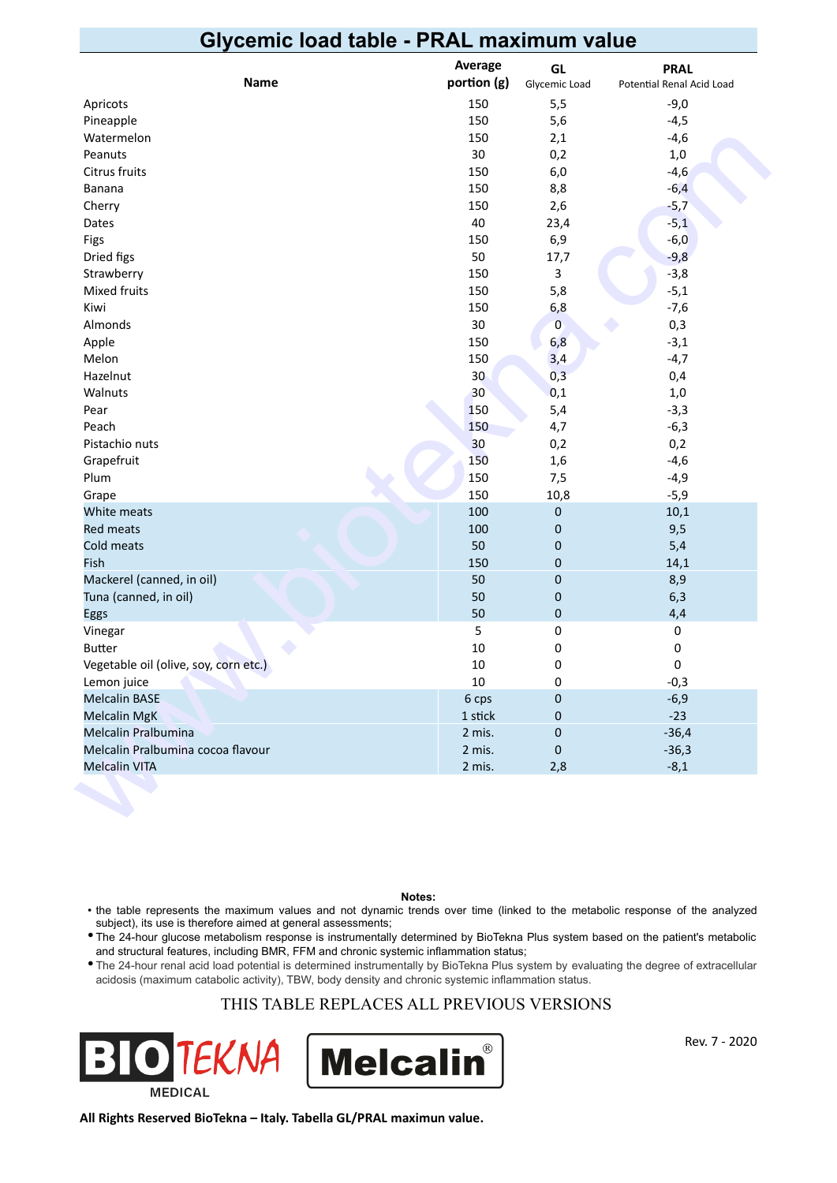# Glycemic load table - PRAL maximum value

| Name | Average portion (g) | GL Glycemic Load | PRAL Potential Renal Acid Load |
|---|---|---|---|
| Apricots | 150 | 5,5 | -9,0 |
| Pineapple | 150 | 5,6 | -4,5 |
| Watermelon | 150 | 2,1 | -4,6 |
| Peanuts | 30 | 0,2 | 1,0 |
| Citrus fruits | 150 | 6,0 | -4,6 |
| Banana | 150 | 8,8 | -6,4 |
| Cherry | 150 | 2,6 | -5,7 |
| Dates | 40 | 23,4 | -5,1 |
| Figs | 150 | 6,9 | -6,0 |
| Dried figs | 50 | 17,7 | -9,8 |
| Strawberry | 150 | 3 | -3,8 |
| Mixed fruits | 150 | 5,8 | -5,1 |
| Kiwi | 150 | 6,8 | -7,6 |
| Almonds | 30 | 0 | 0,3 |
| Apple | 150 | 6,8 | -3,1 |
| Melon | 150 | 3,4 | -4,7 |
| Hazelnut | 30 | 0,3 | 0,4 |
| Walnuts | 30 | 0,1 | 1,0 |
| Pear | 150 | 5,4 | -3,3 |
| Peach | 150 | 4,7 | -6,3 |
| Pistachio nuts | 30 | 0,2 | 0,2 |
| Grapefruit | 150 | 1,6 | -4,6 |
| Plum | 150 | 7,5 | -4,9 |
| Grape | 150 | 10,8 | -5,9 |
| White meats | 100 | 0 | 10,1 |
| Red meats | 100 | 0 | 9,5 |
| Cold meats | 50 | 0 | 5,4 |
| Fish | 150 | 0 | 14,1 |
| Mackerel (canned, in oil) | 50 | 0 | 8,9 |
| Tuna (canned, in oil) | 50 | 0 | 6,3 |
| Eggs | 50 | 0 | 4,4 |
| Vinegar | 5 | 0 | 0 |
| Butter | 10 | 0 | 0 |
| Vegetable oil (olive, soy, corn etc.) | 10 | 0 | 0 |
| Lemon juice | 10 | 0 | -0,3 |
| Melcalin BASE | 6 cps | 0 | -6,9 |
| Melcalin MgK | 1 stick | 0 | -23 |
| Melcalin Pralbumina | 2 mis. | 0 | -36,4 |
| Melcalin Pralbumina cocoa flavour | 2 mis. | 0 | -36,3 |
| Melcalin VITA | 2 mis. | 2,8 | -8,1 |

**Notes:**

- the table represents the maximum values and not dynamic trends over time (linked to the metabolic response of the analyzed subject), its use is therefore aimed at general assessments;
- The 24-hour glucose metabolism response is instrumentally determined by BioTekna Plus system based on the patient's metabolic and structural features, including BMR, FFM and chronic systemic inflammation status;
- The 24-hour renal acid load potential is determined instrumentally by BioTekna Plus system by evaluating the degree of extracellular acidosis (maximum catabolic activity), TBW, body density and chronic systemic inflammation status.

THIS TABLE REPLACES ALL PREVIOUS VERSIONS

BIOTEKNA MEDICAL

Melcalin®

Rev. 7 - 2020

**All Rights Reserved BioTekna – Italy. Tabella GL/PRAL maximun value.**